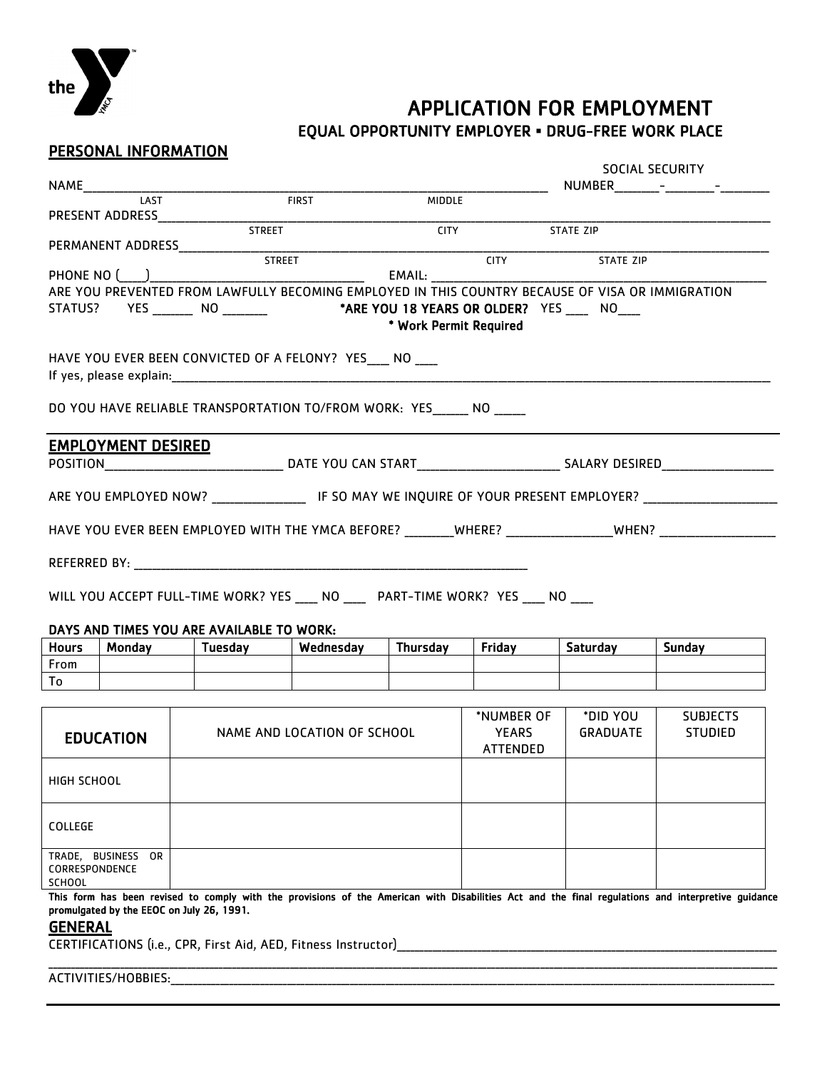# APPLICATION FOR EMPLOYMENT

## EQUAL OPPORTUNITY EMPLOYER ▪ DRUG-FREE WORK PLACE

## PERSONAL INFORMATION

NAME_______________________________________________ SOCIAL SECURITY NUMBER______-_______-_______
LAST FIRST MIDDLE

PRESENT ADDRESS_____________________________________________________________
STREET CITY STATE ZIP

PERMANENT ADDRESS___________________________________________________________
STREET CITY STATE ZIP

PHONE NO (___)____________________________ EMAIL: ______________________________

ARE YOU PREVENTED FROM LAWFULLY BECOMING EMPLOYED IN THIS COUNTRY BECAUSE OF VISA OR IMMIGRATION STATUS? YES ______ NO _______ **\*ARE YOU 18 YEARS OR OLDER?** YES ___ NO___

**\* Work Permit Required**

HAVE YOU EVER BEEN CONVICTED OF A FELONY? YES___ NO ___

If yes, please explain:_____________________________________________________________

DO YOU HAVE RELIABLE TRANSPORTATION TO/FROM WORK: YES_____ NO _____

## EMPLOYMENT DESIRED

POSITION__________________________ DATE YOU CAN START_____________________ SALARY DESIRED________________

ARE YOU EMPLOYED NOW? ______________ IF SO MAY WE INQUIRE OF YOUR PRESENT EMPLOYER? ____________________

HAVE YOU EVER BEEN EMPLOYED WITH THE YMCA BEFORE? _______WHERE? _______________WHEN? _________________

REFERRED BY: __________________________________________________________

WILL YOU ACCEPT FULL-TIME WORK? YES ___ NO ___ PART-TIME WORK? YES ___ NO ___

**DAYS AND TIMES YOU ARE AVAILABLE TO WORK:**

| Hours | Monday | Tuesday | Wednesday | Thursday | Friday | Saturday | Sunday |
|---|---|---|---|---|---|---|---|
| From | | | | | | | |
| To | | | | | | | |

| EDUCATION | NAME AND LOCATION OF SCHOOL | \*NUMBER OF YEARS ATTENDED | \*DID YOU GRADUATE | SUBJECTS STUDIED |
|---|---|---|---|---|
| HIGH SCHOOL | | | | |
| COLLEGE | | | | |
| TRADE, BUSINESS OR CORRESPONDENCE SCHOOL | | | | |

**This form has been revised to comply with the provisions of the American with Disabilities Act and the final regulations and interpretive guidance promulgated by the EEOC on July 26, 1991.**

## GENERAL

CERTIFICATIONS (i.e., CPR, First Aid, AED, Fitness Instructor)______________________________________________

_____________________________________________________________________________

ACTIVITIES/HOBBIES:_____________________________________________________________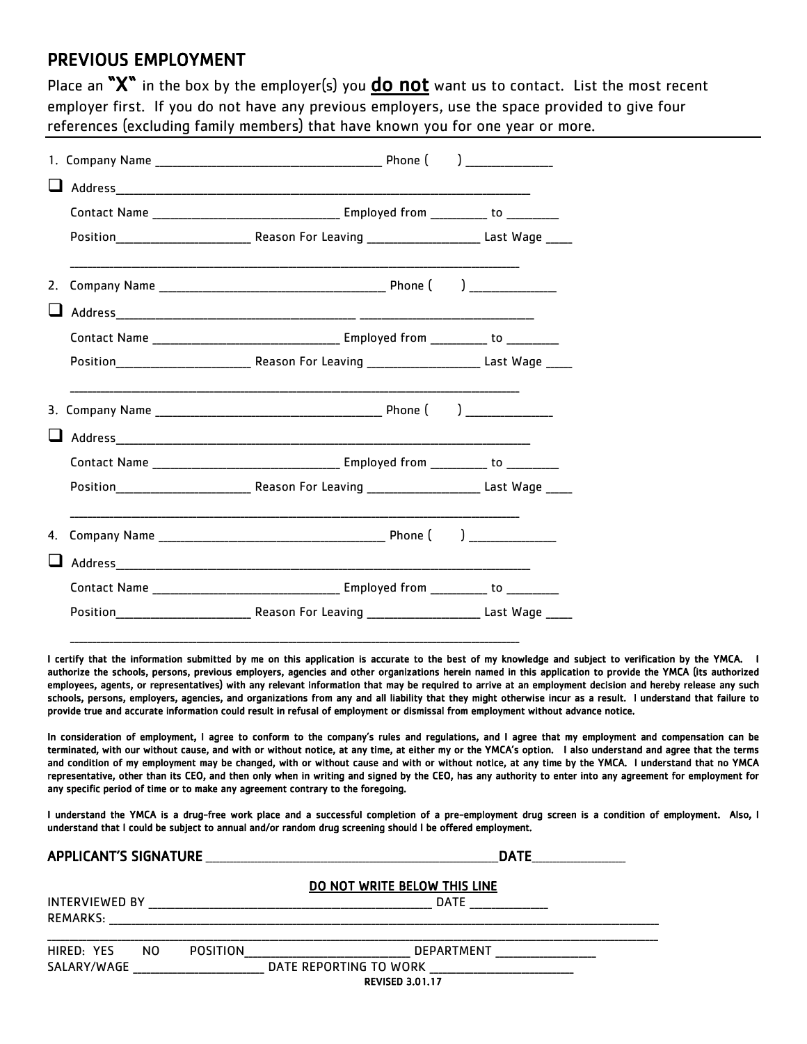## PREVIOUS EMPLOYMENT

Place an **"X"** in the box by the employer(s) you **do not** want us to contact. List the most recent employer first. If you do not have any previous employers, use the space provided to give four references (excluding family members) that have known you for one year or more.

1. Company Name ______________________________ Phone ( ) ____________

☐ Address______________________________________________________________

Contact Name __________________________ Employed from ________ to ________

Position__________________ Reason For Leaving ________________ Last Wage ____

______________________________________________________________________

2. Company Name ______________________________ Phone ( ) ____________

☐ Address__________________________________ ________________________

Contact Name __________________________ Employed from ________ to ________

Position__________________ Reason For Leaving ________________ Last Wage ____

______________________________________________________________________

3. Company Name ______________________________ Phone ( ) ____________

☐ Address______________________________________________________________

Contact Name __________________________ Employed from ________ to ________

Position__________________ Reason For Leaving ________________ Last Wage ____

______________________________________________________________________

4. Company Name ______________________________ Phone ( ) ____________

☐ Address______________________________________________________________

Contact Name __________________________ Employed from ________ to ________

Position__________________ Reason For Leaving ________________ Last Wage ____

______________________________________________________________________

**I certify that the information submitted by me on this application is accurate to the best of my knowledge and subject to verification by the YMCA. I authorize the schools, persons, previous employers, agencies and other organizations herein named in this application to provide the YMCA (its authorized employees, agents, or representatives) with any relevant information that may be required to arrive at an employment decision and hereby release any such schools, persons, employers, agencies, and organizations from any and all liability that they might otherwise incur as a result. I understand that failure to provide true and accurate information could result in refusal of employment or dismissal from employment without advance notice.**

**In consideration of employment, I agree to conform to the company's rules and regulations, and I agree that my employment and compensation can be terminated, with our without cause, and with or without notice, at any time, at either my or the YMCA's option. I also understand and agree that the terms and condition of my employment may be changed, with or without cause and with or without notice, at any time by the YMCA. I understand that no YMCA representative, other than its CEO, and then only when in writing and signed by the CEO, has any authority to enter into any agreement for employment for any specific period of time or to make any agreement contrary to the foregoing.**

**I understand the YMCA is a drug-free work place and a successful completion of a pre-employment drug screen is a condition of employment. Also, I understand that I could be subject to annual and/or random drug screening should I be offered employment.**

**APPLICANT'S SIGNATURE** ________________________________________ **DATE**____________

**DO NOT WRITE BELOW THIS LINE**

INTERVIEWED BY ________________________________________ DATE ____________

REMARKS: ______________________________________________________________________

______________________________________________________________________________

HIRED: YES NO POSITION________________________ DEPARTMENT ______________

SALARY/WAGE ____________________ DATE REPORTING TO WORK ______________________

**REVISED 3.01.17**